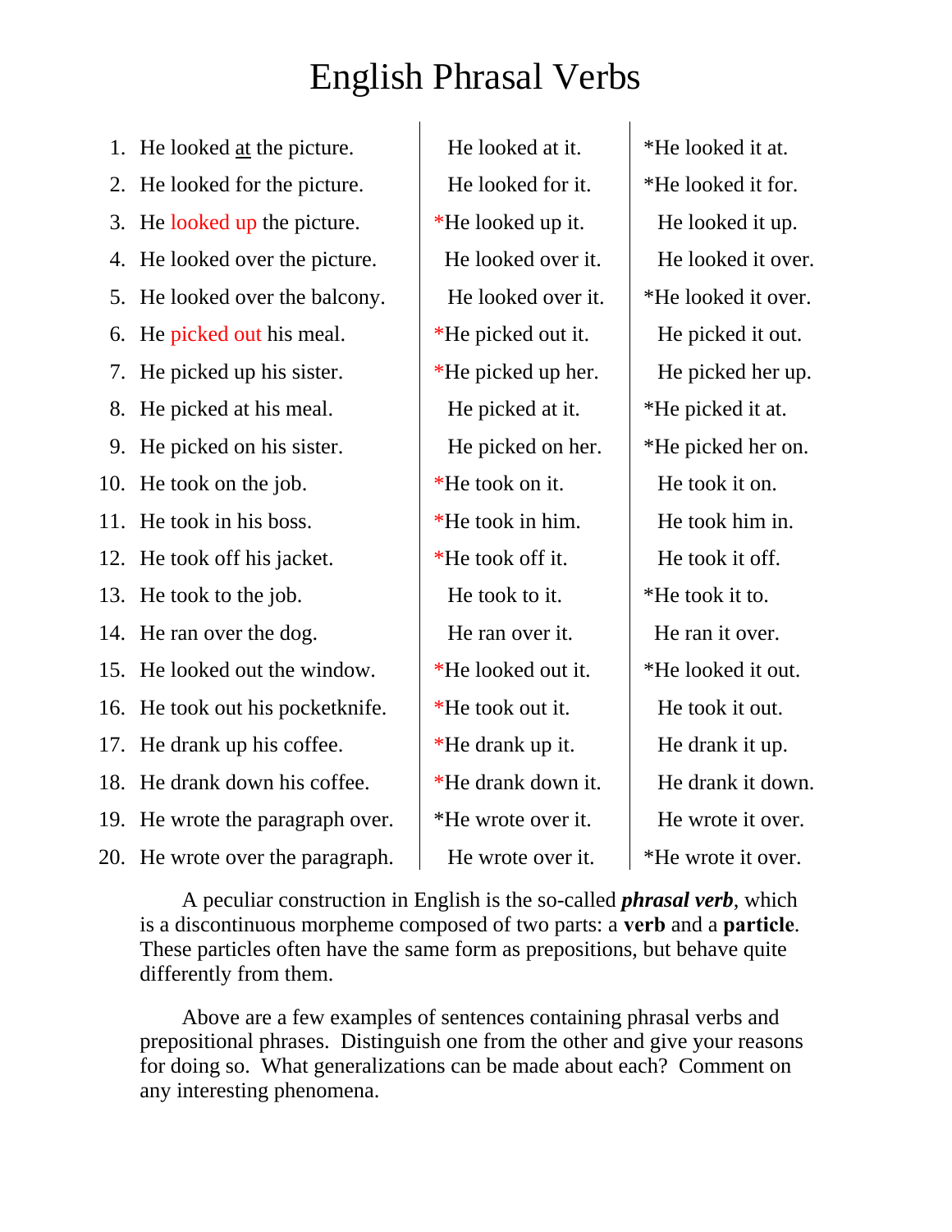# English Phrasal Verbs

| | | | |
|---|---|---|---|
| 1. | He looked <u>at</u> the picture. | He looked at it. | *He looked it at. |
| 2. | He looked for the picture. | He looked for it. | *He looked it for. |
| 3. | He looked up the picture. | *He looked up it. | He looked it up. |
| 4. | He looked over the picture. | He looked over it. | He looked it over. |
| 5. | He looked over the balcony. | He looked over it. | *He looked it over. |
| 6. | He picked out his meal. | *He picked out it. | He picked it out. |
| 7. | He picked up his sister. | *He picked up her. | He picked her up. |
| 8. | He picked at his meal. | He picked at it. | *He picked it at. |
| 9. | He picked on his sister. | He picked on her. | *He picked her on. |
| 10. | He took on the job. | *He took on it. | He took it on. |
| 11. | He took in his boss. | *He took in him. | He took him in. |
| 12. | He took off his jacket. | *He took off it. | He took it off. |
| 13. | He took to the job. | He took to it. | *He took it to. |
| 14. | He ran over the dog. | He ran over it. | He ran it over. |
| 15. | He looked out the window. | *He looked out it. | *He looked it out. |
| 16. | He took out his pocketknife. | *He took out it. | He took it out. |
| 17. | He drank up his coffee. | *He drank up it. | He drank it up. |
| 18. | He drank down his coffee. | *He drank down it. | He drank it down. |
| 19. | He wrote the paragraph over. | *He wrote over it. | He wrote it over. |
| 20. | He wrote over the paragraph. | He wrote over it. | *He wrote it over. |

A peculiar construction in English is the so-called ***phrasal verb***, which is a discontinuous morpheme composed of two parts: a **verb** and a **particle**. These particles often have the same form as prepositions, but behave quite differently from them.

Above are a few examples of sentences containing phrasal verbs and prepositional phrases. Distinguish one from the other and give your reasons for doing so. What generalizations can be made about each? Comment on any interesting phenomena.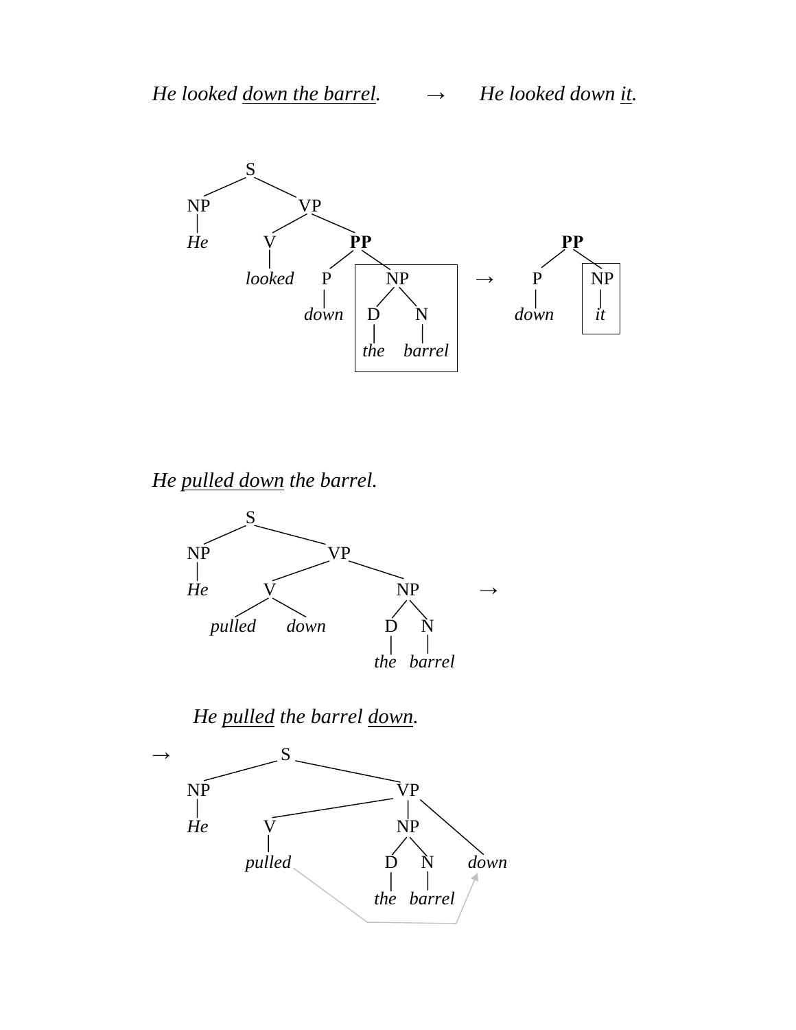*He looked <u>down the barrel</u>.* → *He looked down <u>it</u>.*

S
NP VP
He V **PP**
looked P NP
down D N
the barrel

→

**PP**
P NP
down it

*He <u>pulled down</u> the barrel.*

S
NP VP
He V NP
pulled down D N
the barrel

→

*He <u>pulled</u> the barrel <u>down</u>.*

→

S
NP VP
He V NP
pulled D N down
the barrel